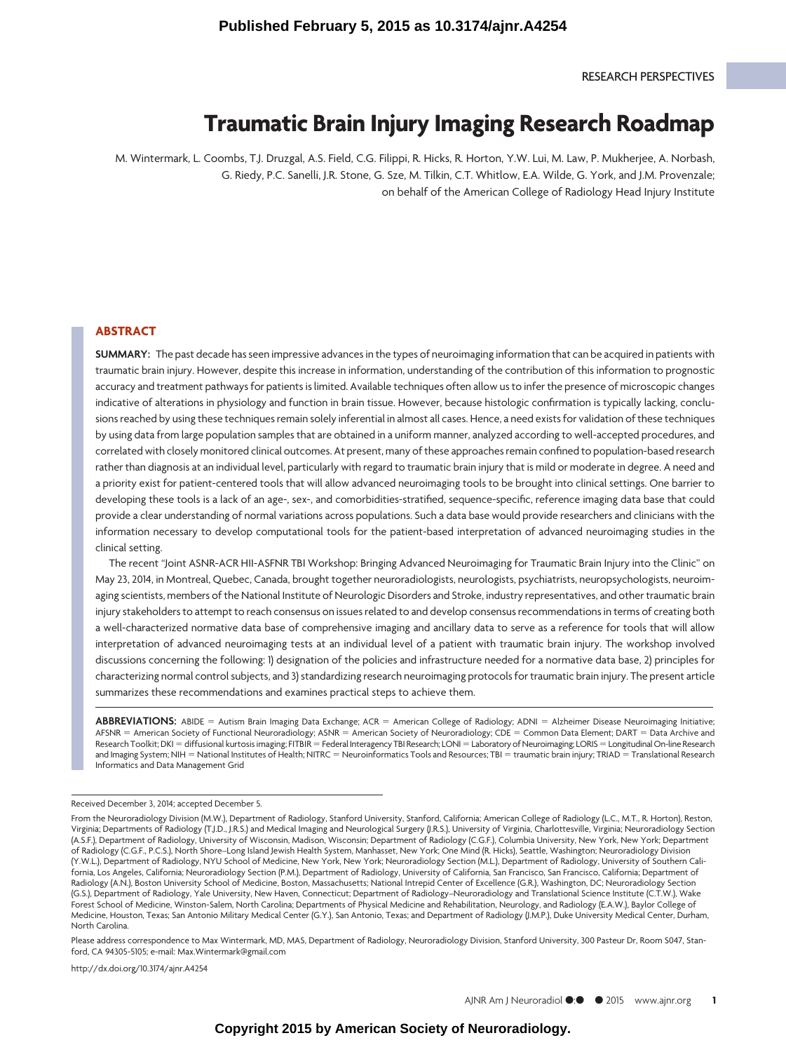RESEARCH PERSPECTIVES

# Traumatic Brain Injury Imaging Research Roadmap

M. Wintermark, L. Coombs, T.J. Druzgal, A.S. Field, C.G. Filippi, R. Hicks, R. Horton, Y.W. Lui, M. Law, P. Mukherjee, A. Norbash, G. Riedy, P.C. Sanelli, J.R. Stone, G. Sze, M. Tilkin, C.T. Whitlow, E.A. Wilde, G. York, and J.M. Provenzale; on behalf of the American College of Radiology Head Injury Institute

## ABSTRACT

**SUMMARY:** The past decade has seen impressive advances in the types of neuroimaging information that can be acquired in patients with traumatic brain injury. However, despite this increase in information, understanding of the contribution of this information to prognostic accuracy and treatment pathways for patients is limited. Available techniques often allow us to infer the presence of microscopic changes indicative of alterations in physiology and function in brain tissue. However, because histologic confirmation is typically lacking, conclusions reached by using these techniques remain solely inferential in almost all cases. Hence, a need exists for validation of these techniques by using data from large population samples that are obtained in a uniform manner, analyzed according to well-accepted procedures, and correlated with closely monitored clinical outcomes. At present, many of these approaches remain confined to population-based research rather than diagnosis at an individual level, particularly with regard to traumatic brain injury that is mild or moderate in degree. A need and a priority exist for patient-centered tools that will allow advanced neuroimaging tools to be brought into clinical settings. One barrier to developing these tools is a lack of an age-, sex-, and comorbidities-stratified, sequence-specific, reference imaging data base that could provide a clear understanding of normal variations across populations. Such a data base would provide researchers and clinicians with the information necessary to develop computational tools for the patient-based interpretation of advanced neuroimaging studies in the clinical setting.

The recent "Joint ASNR-ACR HII-ASFNR TBI Workshop: Bringing Advanced Neuroimaging for Traumatic Brain Injury into the Clinic" on May 23, 2014, in Montreal, Quebec, Canada, brought together neuroradiologists, neurologists, psychiatrists, neuropsychologists, neuroimaging scientists, members of the National Institute of Neurologic Disorders and Stroke, industry representatives, and other traumatic brain injury stakeholders to attempt to reach consensus on issues related to and develop consensus recommendations in terms of creating both a well-characterized normative data base of comprehensive imaging and ancillary data to serve as a reference for tools that will allow interpretation of advanced neuroimaging tests at an individual level of a patient with traumatic brain injury. The workshop involved discussions concerning the following: 1) designation of the policies and infrastructure needed for a normative data base, 2) principles for characterizing normal control subjects, and 3) standardizing research neuroimaging protocols for traumatic brain injury. The present article summarizes these recommendations and examines practical steps to achieve them.

**ABBREVIATIONS:** ABIDE = Autism Brain Imaging Data Exchange; ACR = American College of Radiology; ADNI = Alzheimer Disease Neuroimaging Initiative; AFSNR = American Society of Functional Neuroradiology; ASNR = American Society of Neuroradiology; CDE = Common Data Element; DART = Data Archive and Research Toolkit; DKI = diffusional kurtosis imaging; FITBIR = Federal Interagency TBI Research; LONI = Laboratory of Neuroimaging; LORIS = Longitudinal On-line Research and Imaging System; NIH = National Institutes of Health; NITRC = Neuroinformatics Tools and Resources; TBI = traumatic brain injury; TRIAD = Translational Research Informatics and Data Management Grid

Received December 3, 2014; accepted December 5.

From the Neuroradiology Division (M.W.), Department of Radiology, Stanford University, Stanford, California; American College of Radiology (L.C., M.T., R. Horton), Reston, Virginia; Departments of Radiology (T.J.D., J.R.S.) and Medical Imaging and Neurological Surgery (J.R.S.), University of Virginia, Charlottesville, Virginia; Neuroradiology Section (A.S.F.), Department of Radiology, University of Wisconsin, Madison, Wisconsin; Department of Radiology (C.G.F.), Columbia University, New York, New York; Department of Radiology (C.G.F., P.C.S.), North Shore–Long Island Jewish Health System, Manhasset, New York; One Mind (R. Hicks), Seattle, Washington; Neuroradiology Division (Y.W.L.), Department of Radiology, NYU School of Medicine, New York, New York; Neuroradiology Section (M.L.), Department of Radiology, University of Southern California, Los Angeles, California; Neuroradiology Section (P.M.), Department of Radiology, University of California, San Francisco, San Francisco, California; Department of Radiology (A.N.), Boston University School of Medicine, Boston, Massachusetts; National Intrepid Center of Excellence (G.R.), Washington, DC; Neuroradiology Section (G.S.), Department of Radiology, Yale University, New Haven, Connecticut; Department of Radiology–Neuroradiology and Translational Science Institute (C.T.W.), Wake Forest School of Medicine, Winston-Salem, North Carolina; Departments of Physical Medicine and Rehabilitation, Neurology, and Radiology (E.A.W.), Baylor College of Medicine, Houston, Texas; San Antonio Military Medical Center (G.Y.), San Antonio, Texas; and Department of Radiology (J.M.P.), Duke University Medical Center, Durham, North Carolina.

Please address correspondence to Max Wintermark, MD, MAS, Department of Radiology, Neuroradiology Division, Stanford University, 300 Pasteur Dr, Room S047, Stanford, CA 94305-5105; e-mail: Max.Wintermark@gmail.com

http://dx.doi.org/10.3174/ajnr.A4254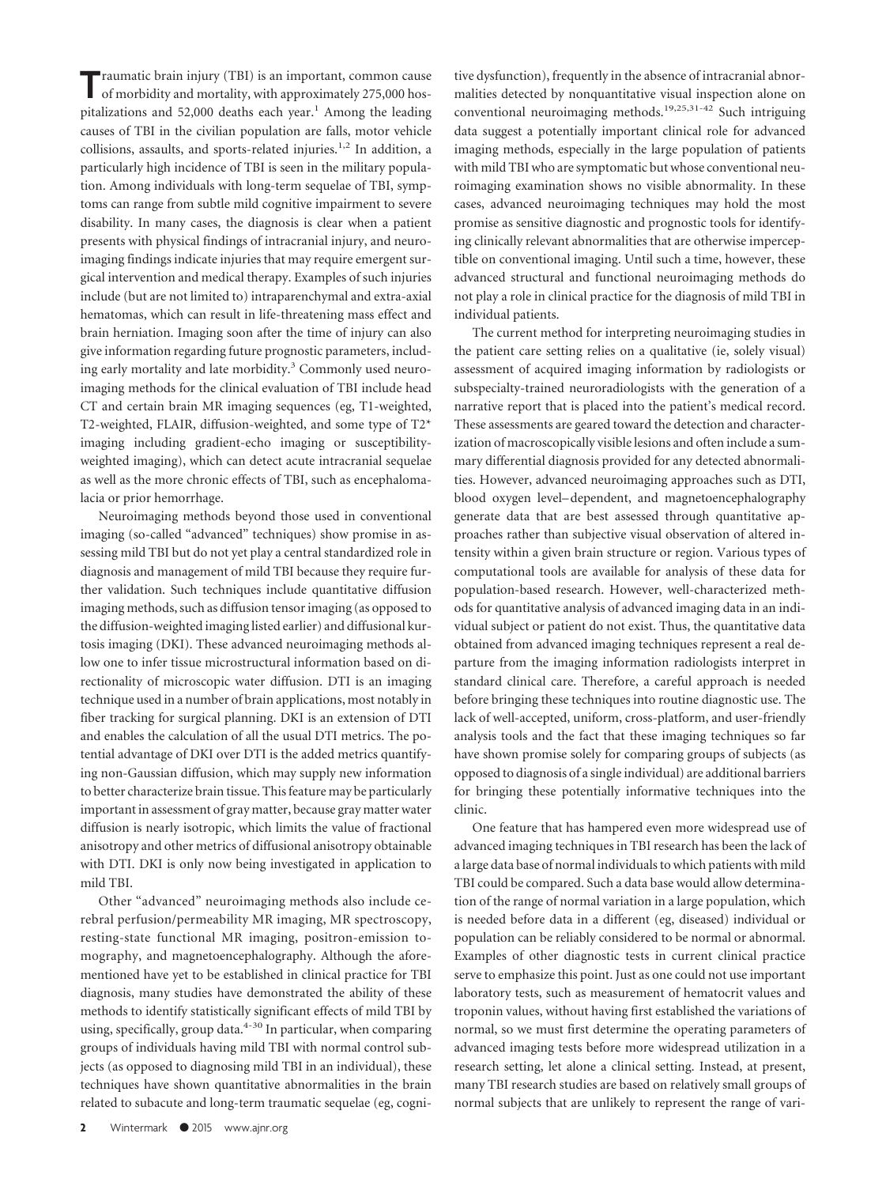Traumatic brain injury (TBI) is an important, common cause of morbidity and mortality, with approximately 275,000 hospitalizations and 52,000 deaths each year.[1] Among the leading causes of TBI in the civilian population are falls, motor vehicle collisions, assaults, and sports-related injuries.[1,2] In addition, a particularly high incidence of TBI is seen in the military population. Among individuals with long-term sequelae of TBI, symptoms can range from subtle mild cognitive impairment to severe disability. In many cases, the diagnosis is clear when a patient presents with physical findings of intracranial injury, and neuroimaging findings indicate injuries that may require emergent surgical intervention and medical therapy. Examples of such injuries include (but are not limited to) intraparenchymal and extra-axial hematomas, which can result in life-threatening mass effect and brain herniation. Imaging soon after the time of injury can also give information regarding future prognostic parameters, including early mortality and late morbidity.[3] Commonly used neuroimaging methods for the clinical evaluation of TBI include head CT and certain brain MR imaging sequences (eg, T1-weighted, T2-weighted, FLAIR, diffusion-weighted, and some type of T2* imaging including gradient-echo imaging or susceptibility-weighted imaging), which can detect acute intracranial sequelae as well as the more chronic effects of TBI, such as encephalomalacia or prior hemorrhage.

Neuroimaging methods beyond those used in conventional imaging (so-called "advanced" techniques) show promise in assessing mild TBI but do not yet play a central standardized role in diagnosis and management of mild TBI because they require further validation. Such techniques include quantitative diffusion imaging methods, such as diffusion tensor imaging (as opposed to the diffusion-weighted imaging listed earlier) and diffusional kurtosis imaging (DKI). These advanced neuroimaging methods allow one to infer tissue microstructural information based on directionality of microscopic water diffusion. DTI is an imaging technique used in a number of brain applications, most notably in fiber tracking for surgical planning. DKI is an extension of DTI and enables the calculation of all the usual DTI metrics. The potential advantage of DKI over DTI is the added metrics quantifying non-Gaussian diffusion, which may supply new information to better characterize brain tissue. This feature may be particularly important in assessment of gray matter, because gray matter water diffusion is nearly isotropic, which limits the value of fractional anisotropy and other metrics of diffusional anisotropy obtainable with DTI. DKI is only now being investigated in application to mild TBI.

Other "advanced" neuroimaging methods also include cerebral perfusion/permeability MR imaging, MR spectroscopy, resting-state functional MR imaging, positron-emission tomography, and magnetoencephalography. Although the aforementioned have yet to be established in clinical practice for TBI diagnosis, many studies have demonstrated the ability of these methods to identify statistically significant effects of mild TBI by using, specifically, group data.[4-30] In particular, when comparing groups of individuals having mild TBI with normal control subjects (as opposed to diagnosing mild TBI in an individual), these techniques have shown quantitative abnormalities in the brain related to subacute and long-term traumatic sequelae (eg, cognitive dysfunction), frequently in the absence of intracranial abnormalities detected by nonquantitative visual inspection alone on conventional neuroimaging methods.[19,25,31-42] Such intriguing data suggest a potentially important clinical role for advanced imaging methods, especially in the large population of patients with mild TBI who are symptomatic but whose conventional neuroimaging examination shows no visible abnormality. In these cases, advanced neuroimaging techniques may hold the most promise as sensitive diagnostic and prognostic tools for identifying clinically relevant abnormalities that are otherwise imperceptible on conventional imaging. Until such a time, however, these advanced structural and functional neuroimaging methods do not play a role in clinical practice for the diagnosis of mild TBI in individual patients.

The current method for interpreting neuroimaging studies in the patient care setting relies on a qualitative (ie, solely visual) assessment of acquired imaging information by radiologists or subspecialty-trained neuroradiologists with the generation of a narrative report that is placed into the patient's medical record. These assessments are geared toward the detection and characterization of macroscopically visible lesions and often include a summary differential diagnosis provided for any detected abnormalities. However, advanced neuroimaging approaches such as DTI, blood oxygen level–dependent, and magnetoencephalography generate data that are best assessed through quantitative approaches rather than subjective visual observation of altered intensity within a given brain structure or region. Various types of computational tools are available for analysis of these data for population-based research. However, well-characterized methods for quantitative analysis of advanced imaging data in an individual subject or patient do not exist. Thus, the quantitative data obtained from advanced imaging techniques represent a real departure from the imaging information radiologists interpret in standard clinical care. Therefore, a careful approach is needed before bringing these techniques into routine diagnostic use. The lack of well-accepted, uniform, cross-platform, and user-friendly analysis tools and the fact that these imaging techniques so far have shown promise solely for comparing groups of subjects (as opposed to diagnosis of a single individual) are additional barriers for bringing these potentially informative techniques into the clinic.

One feature that has hampered even more widespread use of advanced imaging techniques in TBI research has been the lack of a large data base of normal individuals to which patients with mild TBI could be compared. Such a data base would allow determination of the range of normal variation in a large population, which is needed before data in a different (eg, diseased) individual or population can be reliably considered to be normal or abnormal. Examples of other diagnostic tests in current clinical practice serve to emphasize this point. Just as one could not use important laboratory tests, such as measurement of hematocrit values and troponin values, without having first established the variations of normal, so we must first determine the operating parameters of advanced imaging tests before more widespread utilization in a research setting, let alone a clinical setting. Instead, at present, many TBI research studies are based on relatively small groups of normal subjects that are unlikely to represent the range of vari-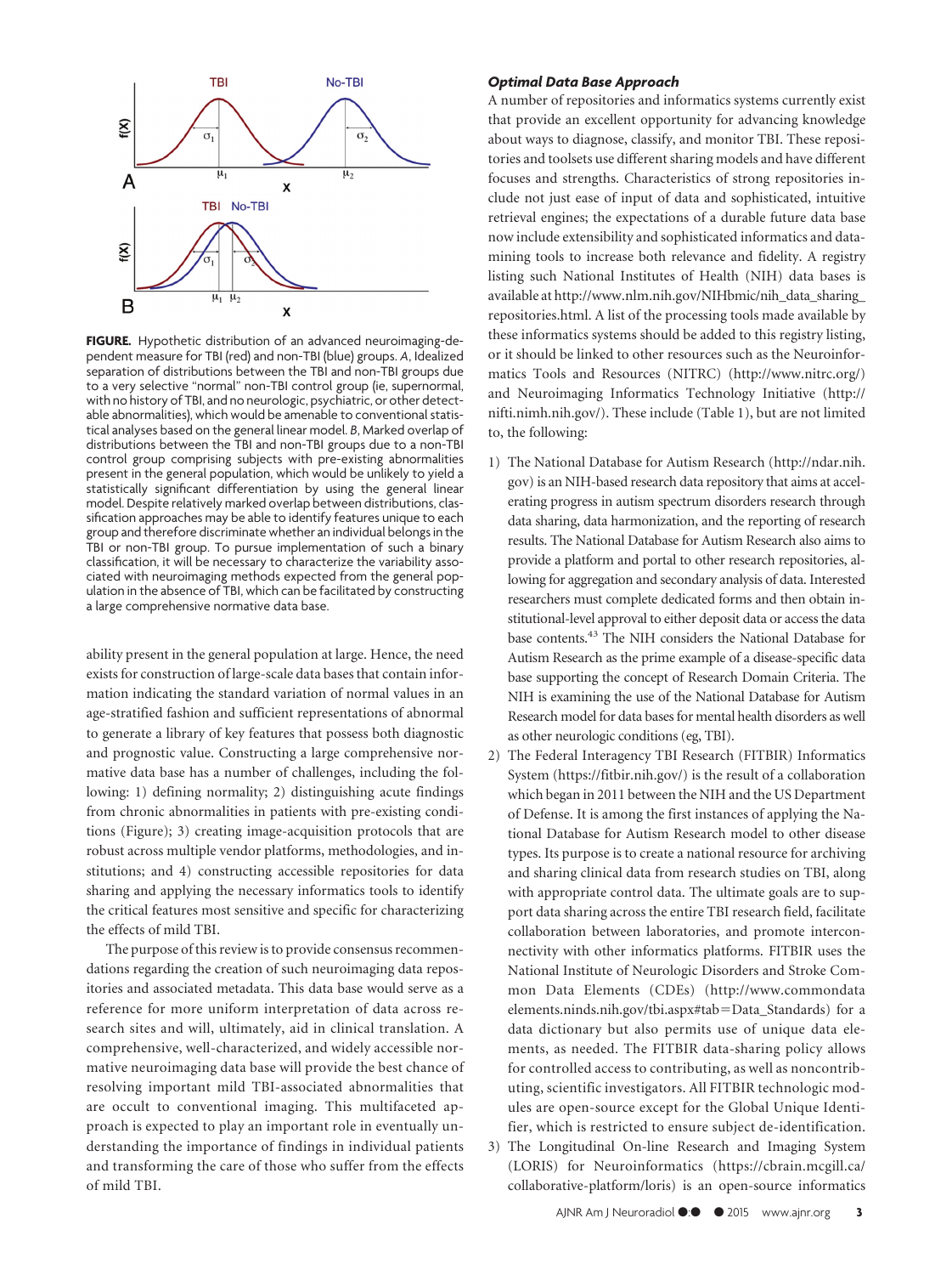**FIGURE.** Hypothetic distribution of an advanced neuroimaging-dependent measure for TBI (red) and non-TBI (blue) groups. *A*, Idealized separation of distributions between the TBI and non-TBI groups due to a very selective "normal" non-TBI control group (ie, supernormal, with no history of TBI, and no neurologic, psychiatric, or other detectable abnormalities), which would be amenable to conventional statistical analyses based on the general linear model. *B*, Marked overlap of distributions between the TBI and non-TBI groups due to a non-TBI control group comprising subjects with pre-existing abnormalities present in the general population, which would be unlikely to yield a statistically significant differentiation by using the general linear model. Despite relatively marked overlap between distributions, classification approaches may be able to identify features unique to each group and therefore discriminate whether an individual belongs in the TBI or non-TBI group. To pursue implementation of such a binary classification, it will be necessary to characterize the variability associated with neuroimaging methods expected from the general population in the absence of TBI, which can be facilitated by constructing a large comprehensive normative data base.

ability present in the general population at large. Hence, the need exists for construction of large-scale data bases that contain information indicating the standard variation of normal values in an age-stratified fashion and sufficient representations of abnormal to generate a library of key features that possess both diagnostic and prognostic value. Constructing a large comprehensive normative data base has a number of challenges, including the following: 1) defining normality; 2) distinguishing acute findings from chronic abnormalities in patients with pre-existing conditions (Figure); 3) creating image-acquisition protocols that are robust across multiple vendor platforms, methodologies, and institutions; and 4) constructing accessible repositories for data sharing and applying the necessary informatics tools to identify the critical features most sensitive and specific for characterizing the effects of mild TBI.

The purpose of this review is to provide consensus recommendations regarding the creation of such neuroimaging data repositories and associated metadata. This data base would serve as a reference for more uniform interpretation of data across research sites and will, ultimately, aid in clinical translation. A comprehensive, well-characterized, and widely accessible normative neuroimaging data base will provide the best chance of resolving important mild TBI-associated abnormalities that are occult to conventional imaging. This multifaceted approach is expected to play an important role in eventually understanding the importance of findings in individual patients and transforming the care of those who suffer from the effects of mild TBI.

### *Optimal Data Base Approach*

A number of repositories and informatics systems currently exist that provide an excellent opportunity for advancing knowledge about ways to diagnose, classify, and monitor TBI. These repositories and toolsets use different sharing models and have different focuses and strengths. Characteristics of strong repositories include not just ease of input of data and sophisticated, intuitive retrieval engines; the expectations of a durable future data base now include extensibility and sophisticated informatics and data-mining tools to increase both relevance and fidelity. A registry listing such National Institutes of Health (NIH) data bases is available at http://www.nlm.nih.gov/NIHbmic/nih_data_sharing_repositories.html. A list of the processing tools made available by these informatics systems should be added to this registry listing, or it should be linked to other resources such as the Neuroinformatics Tools and Resources (NITRC) (http://www.nitrc.org/) and Neuroimaging Informatics Technology Initiative (http://nifti.nimh.nih.gov/). These include (Table 1), but are not limited to, the following:

1) The National Database for Autism Research (http://ndar.nih.gov) is an NIH-based research data repository that aims at accelerating progress in autism spectrum disorders research through data sharing, data harmonization, and the reporting of research results. The National Database for Autism Research also aims to provide a platform and portal to other research repositories, allowing for aggregation and secondary analysis of data. Interested researchers must complete dedicated forms and then obtain institutional-level approval to either deposit data or access the data base contents.[43] The NIH considers the National Database for Autism Research as the prime example of a disease-specific data base supporting the concept of Research Domain Criteria. The NIH is examining the use of the National Database for Autism Research model for data bases for mental health disorders as well as other neurologic conditions (eg, TBI).
2) The Federal Interagency TBI Research (FITBIR) Informatics System (https://fitbir.nih.gov/) is the result of a collaboration which began in 2011 between the NIH and the US Department of Defense. It is among the first instances of applying the National Database for Autism Research model to other disease types. Its purpose is to create a national resource for archiving and sharing clinical data from research studies on TBI, along with appropriate control data. The ultimate goals are to support data sharing across the entire TBI research field, facilitate collaboration between laboratories, and promote interconnectivity with other informatics platforms. FITBIR uses the National Institute of Neurologic Disorders and Stroke Common Data Elements (CDEs) (http://www.commondataelements.ninds.nih.gov/tbi.aspx#tab=Data_Standards) for a data dictionary but also permits use of unique data elements, as needed. The FITBIR data-sharing policy allows for controlled access to contributing, as well as noncontributing, scientific investigators. All FITBIR technologic modules are open-source except for the Global Unique Identifier, which is restricted to ensure subject de-identification.
3) The Longitudinal On-line Research and Imaging System (LORIS) for Neuroinformatics (https://cbrain.mcgill.ca/collaborative-platform/loris) is an open-source informatics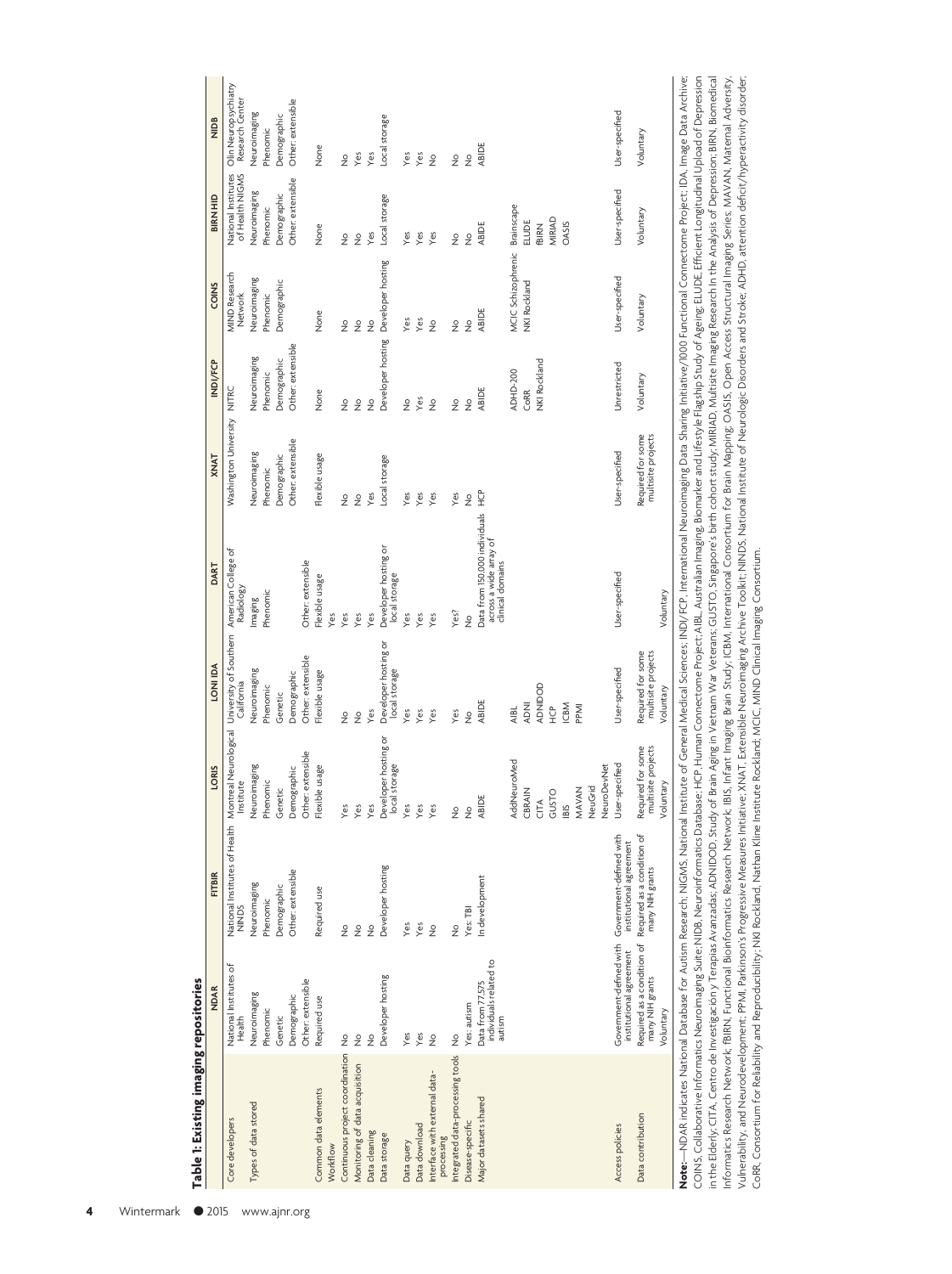**Table 1: Existing imaging repositories**

| | NDAR | FITBIR | LORIS | LONI IDA | DART | XNAT | INDI/FCP | COINS | BIRN HID | NIDB |
|---|---|---|---|---|---|---|---|---|---|---|
| Core developers | National Institutes of Health | National Institutes of Health NINDS | Montreal Neurological Institute | University of Southern California | American College of Radiology | Washington University | NITRC | MIND Research Network | National Institutes of Health NIGMS | Olin Neuropsychiatry Research Center |
| Types of data stored | Neuroimaging Phenomic Genetic Demographic Other: extensible | Neuroimaging Phenomic Demographic Other: extensible | Neuroimaging Phenomic Genetic Demographic Other: extensible | Neuroimaging Phenomic Genetic Demographic Other: extensible | Imaging Phenomic Other: extensible | Neuroimaging Phenomic Demographic Other: extensible | Neuroimaging Phenomic Demographic Other: extensible | Neuroimaging Phenomic Demographic | Neuroimaging Phenomic Demographic Other: extensible | Neuroimaging Phenomic Demographic Other: extensible |
| Common data elements | Required use | Required use | Flexible usage | Flexible usage | Flexible usage | Flexible usage | None | None | None | None |
| Workflow | | | | | Yes | | | | | |
| Continuous project coordination | No | No | Yes | No | Yes | No | No | No | No | No |
| Monitoring of data acquisition | No | No | Yes | No | Yes | No | No | No | No | Yes |
| Data cleaning | No | No | Yes | Yes | Yes | Yes | No | No | Yes | Yes |
| Data storage | Developer hosting | Developer hosting | Developer hosting or local storage | Developer hosting or local storage | Developer hosting or local storage | Local storage | Developer hosting | Developer hosting | Local storage | Local storage |
| Data query | Yes | Yes | Yes | Yes | Yes | Yes | No | Yes | Yes | Yes |
| Data download | Yes | Yes | Yes | Yes | Yes | Yes | Yes | Yes | Yes | Yes |
| Interface with external data-processing | No | No | Yes | Yes | Yes | Yes | No | No | Yes | No |
| Integrated data-processing tools | No | No | No | Yes | Yes? | Yes | No | No | No | No |
| Disease-specific | Yes: autism | Yes: TBI | No | No | No | No | No | No | No | No |
| Major datasets shared | Data from 77,575 individuals related to autism | In development | ABIDE AddNeuroMed CBRAIN CITA GUSTO IBIS MAVAN NeuGrid NeuroDevNet | ABIDE AIBL ADNI ADNIDOD HCP ICBM PPMI | Data from 150,000 individuals across a wide array of clinical domains | HCP | ABIDE ADHD-200 CoRR NKI Rockland | ABIDE MCIC Schizophrenic NKI Rockland | ABIDE Brainscape ELUDE fBIRN MIRIAD OASIS | ABIDE |
| Access policies | Government-defined with institutional agreement | Government-defined with institutional agreement | User-specified | User-specified | User-specified | User-specified | Unrestricted | User-specified | User-specified | User-specified |
| Data contribution | Required as a condition of many NIH grants Voluntary | Required as a condition of many NIH grants | Required for some multisite projects Voluntary | Required for some multisite projects Voluntary | Voluntary | Required for some multisite projects | Voluntary | Voluntary | Voluntary | Voluntary |

**Note:**—NDAR indicates National Database for Autism Research; NIGMS, National Institute of General Medical Sciences; INDI/FCP, International Neuroimaging Data Sharing Initiative/1000 Functional Connectome Project; IDA, Image Data Archive; COINS, Collaborative Informatics Neuroimaging Suite; NIDB, Neuroinformatics Database; HCP, Human Connectome Project; AIBL, Australian Imaging, Biomarker and Lifestyle Flagship Study of Ageing; ELUDE, Efficient Longitudinal Upload of Depression in the Elderly; CITA, Centro de Investigación y Terapias Avanzadas; ADNIDOD, Study of Brain Aging in Vietnam War Veterans; GUSTO, Singapore's birth cohort study; MIRIAD, Multisite Imaging Research In the Analysis of Depression; BIRN, Biomedical Informatics Research Network; fBIRN, Functional Bioinformatics Research Network; IBIS, Infant Imaging Brain Study; ICBM, International Consortium for Brain Mapping; OASIS, Open Access Structural Imaging Series; MAVAN, Maternal Adversity, Vulnerability, and Neurodevelopment; PPMI, Parkinson's Progressive Measures Initiative; XNAT, Extensible Neuroimaging Archive Toolkit; NINDS, National Institute of Neurologic Disorders and Stroke; ADHD, attention deficit/hyperactivity disorder; CoRR, Consortium for Reliability and Reproducibility; NKI Rockland, Nathan Kline Institute Rockland; MCIC, MIND Clinical Imaging Consortium.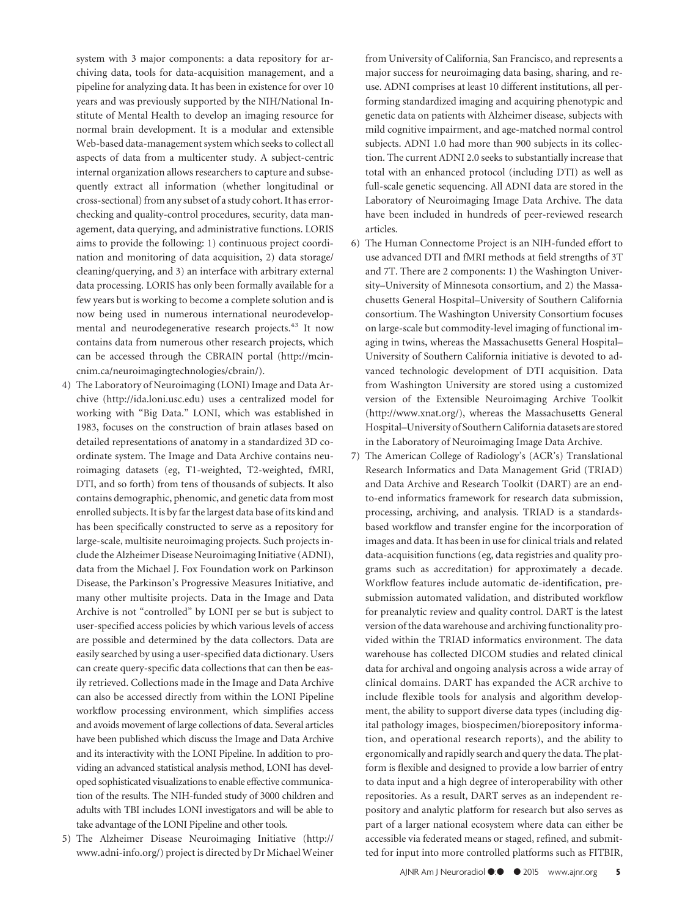system with 3 major components: a data repository for archiving data, tools for data-acquisition management, and a pipeline for analyzing data. It has been in existence for over 10 years and was previously supported by the NIH/National Institute of Mental Health to develop an imaging resource for normal brain development. It is a modular and extensible Web-based data-management system which seeks to collect all aspects of data from a multicenter study. A subject-centric internal organization allows researchers to capture and subsequently extract all information (whether longitudinal or cross-sectional) from any subset of a study cohort. It has error-checking and quality-control procedures, security, data management, data querying, and administrative functions. LORIS aims to provide the following: 1) continuous project coordination and monitoring of data acquisition, 2) data storage/cleaning/querying, and 3) an interface with arbitrary external data processing. LORIS has only been formally available for a few years but is working to become a complete solution and is now being used in numerous international neurodevelopmental and neurodegenerative research projects.[43] It now contains data from numerous other research projects, which can be accessed through the CBRAIN portal (http://mcin-cnim.ca/neuroimagingtechnologies/cbrain/).

4) The Laboratory of Neuroimaging (LONI) Image and Data Archive (http://ida.loni.usc.edu) uses a centralized model for working with "Big Data." LONI, which was established in 1983, focuses on the construction of brain atlases based on detailed representations of anatomy in a standardized 3D coordinate system. The Image and Data Archive contains neuroimaging datasets (eg, T1-weighted, T2-weighted, fMRI, DTI, and so forth) from tens of thousands of subjects. It also contains demographic, phenomic, and genetic data from most enrolled subjects. It is by far the largest data base of its kind and has been specifically constructed to serve as a repository for large-scale, multisite neuroimaging projects. Such projects include the Alzheimer Disease Neuroimaging Initiative (ADNI), data from the Michael J. Fox Foundation work on Parkinson Disease, the Parkinson's Progressive Measures Initiative, and many other multisite projects. Data in the Image and Data Archive is not "controlled" by LONI per se but is subject to user-specified access policies by which various levels of access are possible and determined by the data collectors. Data are easily searched by using a user-specified data dictionary. Users can create query-specific data collections that can then be easily retrieved. Collections made in the Image and Data Archive can also be accessed directly from within the LONI Pipeline workflow processing environment, which simplifies access and avoids movement of large collections of data. Several articles have been published which discuss the Image and Data Archive and its interactivity with the LONI Pipeline. In addition to providing an advanced statistical analysis method, LONI has developed sophisticated visualizations to enable effective communication of the results. The NIH-funded study of 3000 children and adults with TBI includes LONI investigators and will be able to take advantage of the LONI Pipeline and other tools.

5) The Alzheimer Disease Neuroimaging Initiative (http://www.adni-info.org/) project is directed by Dr Michael Weiner from University of California, San Francisco, and represents a major success for neuroimaging data basing, sharing, and reuse. ADNI comprises at least 10 different institutions, all performing standardized imaging and acquiring phenotypic and genetic data on patients with Alzheimer disease, subjects with mild cognitive impairment, and age-matched normal control subjects. ADNI 1.0 had more than 900 subjects in its collection. The current ADNI 2.0 seeks to substantially increase that total with an enhanced protocol (including DTI) as well as full-scale genetic sequencing. All ADNI data are stored in the Laboratory of Neuroimaging Image Data Archive. The data have been included in hundreds of peer-reviewed research articles.

6) The Human Connectome Project is an NIH-funded effort to use advanced DTI and fMRI methods at field strengths of 3T and 7T. There are 2 components: 1) the Washington University–University of Minnesota consortium, and 2) the Massachusetts General Hospital–University of Southern California consortium. The Washington University Consortium focuses on large-scale but commodity-level imaging of functional imaging in twins, whereas the Massachusetts General Hospital–University of Southern California initiative is devoted to advanced technologic development of DTI acquisition. Data from Washington University are stored using a customized version of the Extensible Neuroimaging Archive Toolkit (http://www.xnat.org/), whereas the Massachusetts General Hospital–University of Southern California datasets are stored in the Laboratory of Neuroimaging Image Data Archive.

7) The American College of Radiology's (ACR's) Translational Research Informatics and Data Management Grid (TRIAD) and Data Archive and Research Toolkit (DART) are an end-to-end informatics framework for research data submission, processing, archiving, and analysis. TRIAD is a standards-based workflow and transfer engine for the incorporation of images and data. It has been in use for clinical trials and related data-acquisition functions (eg, data registries and quality programs such as accreditation) for approximately a decade. Workflow features include automatic de-identification, pre-submission automated validation, and distributed workflow for preanalytic review and quality control. DART is the latest version of the data warehouse and archiving functionality provided within the TRIAD informatics environment. The data warehouse has collected DICOM studies and related clinical data for archival and ongoing analysis across a wide array of clinical domains. DART has expanded the ACR archive to include flexible tools for analysis and algorithm development, the ability to support diverse data types (including digital pathology images, biospecimen/biorepository information, and operational research reports), and the ability to ergonomically and rapidly search and query the data. The platform is flexible and designed to provide a low barrier of entry to data input and a high degree of interoperability with other repositories. As a result, DART serves as an independent repository and analytic platform for research but also serves as part of a larger national ecosystem where data can either be accessible via federated means or staged, refined, and submitted for input into more controlled platforms such as FITBIR,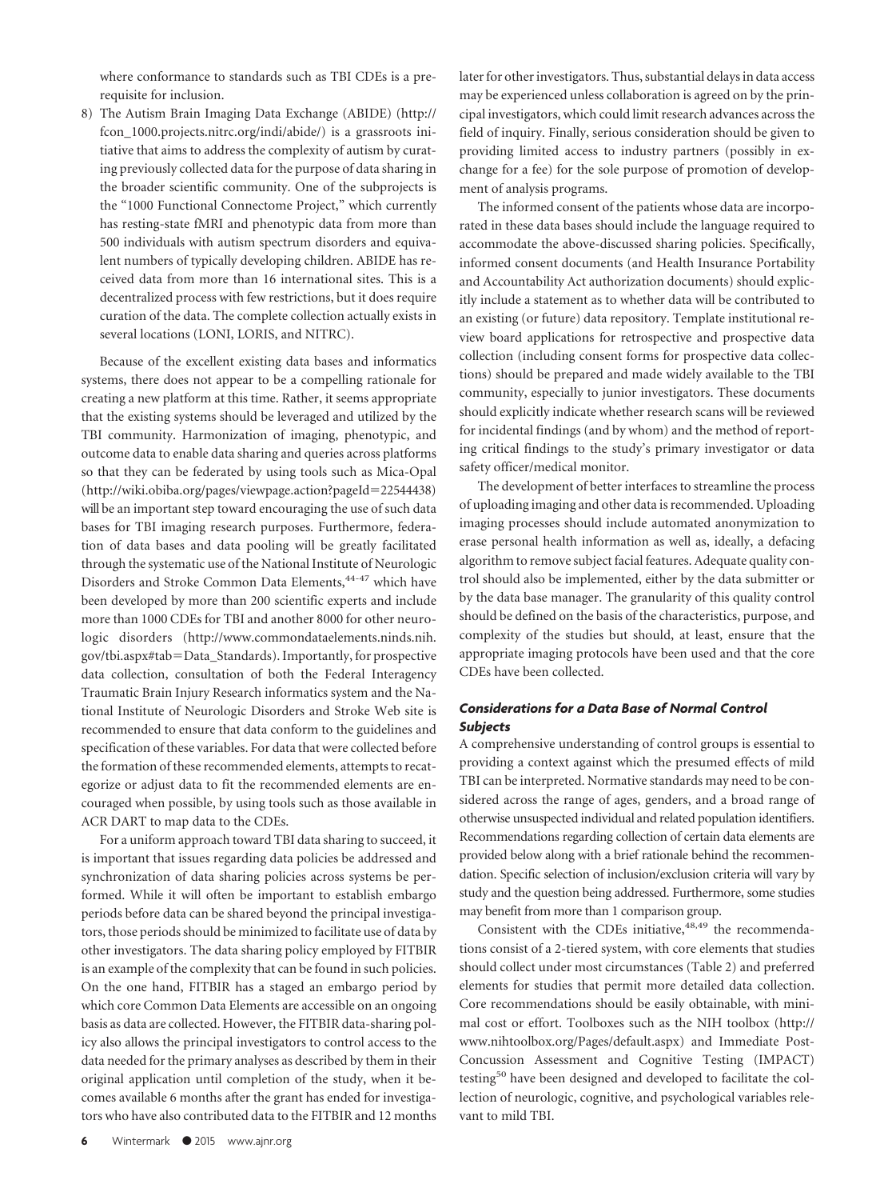where conformance to standards such as TBI CDEs is a prerequisite for inclusion.

8) The Autism Brain Imaging Data Exchange (ABIDE) (http://fcon_1000.projects.nitrc.org/indi/abide/) is a grassroots initiative that aims to address the complexity of autism by curating previously collected data for the purpose of data sharing in the broader scientific community. One of the subprojects is the "1000 Functional Connectome Project," which currently has resting-state fMRI and phenotypic data from more than 500 individuals with autism spectrum disorders and equivalent numbers of typically developing children. ABIDE has received data from more than 16 international sites. This is a decentralized process with few restrictions, but it does require curation of the data. The complete collection actually exists in several locations (LONI, LORIS, and NITRC).

Because of the excellent existing data bases and informatics systems, there does not appear to be a compelling rationale for creating a new platform at this time. Rather, it seems appropriate that the existing systems should be leveraged and utilized by the TBI community. Harmonization of imaging, phenotypic, and outcome data to enable data sharing and queries across platforms so that they can be federated by using tools such as Mica-Opal (http://wiki.obiba.org/pages/viewpage.action?pageId=22544438) will be an important step toward encouraging the use of such data bases for TBI imaging research purposes. Furthermore, federation of data bases and data pooling will be greatly facilitated through the systematic use of the National Institute of Neurologic Disorders and Stroke Common Data Elements,[44-47] which have been developed by more than 200 scientific experts and include more than 1000 CDEs for TBI and another 8000 for other neurologic disorders (http://www.commondataelements.ninds.nih.gov/tbi.aspx#tab=Data_Standards). Importantly, for prospective data collection, consultation of both the Federal Interagency Traumatic Brain Injury Research informatics system and the National Institute of Neurologic Disorders and Stroke Web site is recommended to ensure that data conform to the guidelines and specification of these variables. For data that were collected before the formation of these recommended elements, attempts to recategorize or adjust data to fit the recommended elements are encouraged when possible, by using tools such as those available in ACR DART to map data to the CDEs.

For a uniform approach toward TBI data sharing to succeed, it is important that issues regarding data policies be addressed and synchronization of data sharing policies across systems be performed. While it will often be important to establish embargo periods before data can be shared beyond the principal investigators, those periods should be minimized to facilitate use of data by other investigators. The data sharing policy employed by FITBIR is an example of the complexity that can be found in such policies. On the one hand, FITBIR has a staged an embargo period by which core Common Data Elements are accessible on an ongoing basis as data are collected. However, the FITBIR data-sharing policy also allows the principal investigators to control access to the data needed for the primary analyses as described by them in their original application until completion of the study, when it becomes available 6 months after the grant has ended for investigators who have also contributed data to the FITBIR and 12 months later for other investigators. Thus, substantial delays in data access may be experienced unless collaboration is agreed on by the principal investigators, which could limit research advances across the field of inquiry. Finally, serious consideration should be given to providing limited access to industry partners (possibly in exchange for a fee) for the sole purpose of promotion of development of analysis programs.

The informed consent of the patients whose data are incorporated in these data bases should include the language required to accommodate the above-discussed sharing policies. Specifically, informed consent documents (and Health Insurance Portability and Accountability Act authorization documents) should explicitly include a statement as to whether data will be contributed to an existing (or future) data repository. Template institutional review board applications for retrospective and prospective data collection (including consent forms for prospective data collections) should be prepared and made widely available to the TBI community, especially to junior investigators. These documents should explicitly indicate whether research scans will be reviewed for incidental findings (and by whom) and the method of reporting critical findings to the study's primary investigator or data safety officer/medical monitor.

The development of better interfaces to streamline the process of uploading imaging and other data is recommended. Uploading imaging processes should include automated anonymization to erase personal health information as well as, ideally, a defacing algorithm to remove subject facial features. Adequate quality control should also be implemented, either by the data submitter or by the data base manager. The granularity of this quality control should be defined on the basis of the characteristics, purpose, and complexity of the studies but should, at least, ensure that the appropriate imaging protocols have been used and that the core CDEs have been collected.

### *Considerations for a Data Base of Normal Control Subjects*

A comprehensive understanding of control groups is essential to providing a context against which the presumed effects of mild TBI can be interpreted. Normative standards may need to be considered across the range of ages, genders, and a broad range of otherwise unsuspected individual and related population identifiers. Recommendations regarding collection of certain data elements are provided below along with a brief rationale behind the recommendation. Specific selection of inclusion/exclusion criteria will vary by study and the question being addressed. Furthermore, some studies may benefit from more than 1 comparison group.

Consistent with the CDEs initiative,[48,49] the recommendations consist of a 2-tiered system, with core elements that studies should collect under most circumstances (Table 2) and preferred elements for studies that permit more detailed data collection. Core recommendations should be easily obtainable, with minimal cost or effort. Toolboxes such as the NIH toolbox (http://www.nihtoolbox.org/Pages/default.aspx) and Immediate Post-Concussion Assessment and Cognitive Testing (IMPACT) testing[50] have been designed and developed to facilitate the collection of neurologic, cognitive, and psychological variables relevant to mild TBI.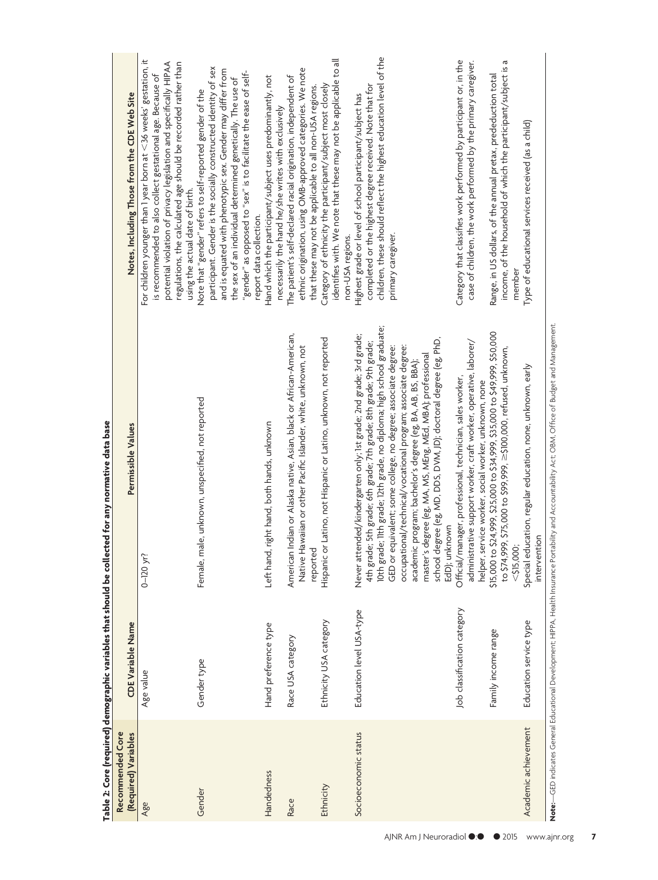**Table 2: Core (required) demographic variables that should be collected for any normative data base**

| Recommended Core (Required) Variables | CDE Variable Name | Permissible Values | Notes, Including Those from the CDE Web Site |
|---|---|---|---|
| Age | Age value | 0–120 yr? | For children younger than 1 year born at <36 weeks' gestation, it is recommended to also collect gestational age. Because of potential violation of privacy legislation and specifically HIPAA regulations, the calculated age should be recorded rather than using the actual date of birth. |
| Gender | Gender type | Female, male, unknown, unspecified, not reported | Note that "gender" refers to self-reported gender of the participant. Gender is the socially constructed identity of sex and is equated with phenotypic sex. Gender may differ from the sex of an individual determined genetically. The use of "gender" as opposed to "sex" is to facilitate the ease of self-report data collection. |
| Handedness | Hand preference type | Left hand, right hand, both hands, unknown | Hand which the participant/subject uses predominantly, not necessarily the hand he/she writes with exclusively |
| Race | Race USA category | American Indian or Alaska native, Asian, black or African-American, Native Hawaiian or other Pacific Islander, white, unknown, not reported | The patient's self-declared racial origination, independent of ethnic origination, using OMB-approved categories. We note that these may not be applicable to all non-USA regions. |
| Ethnicity | Ethnicity USA category | Hispanic or Latino, not Hispanic or Latino, unknown, not reported | Category of ethnicity the participant/subject most closely identifies with. We note that these may not be applicable to all non-USA regions. |
| Socioeconomic status | Education level USA-type | Never attended/kindergarten only; 1st grade; 2nd grade; 3rd grade; 4th grade; 5th grade; 6th grade; 7th grade; 8th grade; 9th grade; 10th grade; 11th grade; 12th grade, no diploma; high school graduate; GED or equivalent; some college, no degree; associate degree: occupational/technical/vocational program; associate degree: academic program; bachelor's degree (eg, BA, AB, BS, BBA); master's degree (eg, MA, MS, MEng, MEd, MBA); professional school degree (eg, MD, DDS, DVM, JD); doctoral degree (eg, PhD, EdD); unknown | Highest grade or level of school participant/subject has completed or the highest degree received. Note that for children, these should reflect the highest education level of the primary caregiver. |
| | Job classification category | Official/manager, professional, technician, sales worker, administrative support worker, craft worker, operative, laborer/helper, service worker, social worker, unknown, none | Category that classifies work performed by participant or, in the case of children, the work performed by the primary caregiver. |
| | Family income range | $15,000 to $24,999, $25,000 to $34,999, $35,000 to $49,999, $50,000 to $74,999, $75,000 to $99,999, ≥$100,000, refused, unknown, <$15,000; | Range, in US dollars, of the annual pretax, prededuction total income, of the household of which the participant/subject is a member |
| Academic achievement | Education service type | Special education, regular education, none, unknown, early intervention | Type of educational services received (as a child) |

**Note:**—GED indicates General Educational Development; HIPPA, Health Insurance Portability and Accountability Act; OBM, Office of Budget and Management.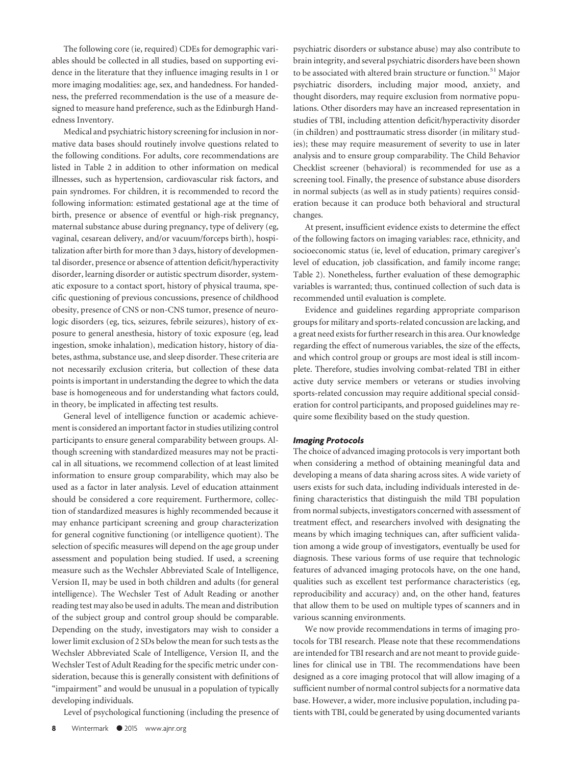The following core (ie, required) CDEs for demographic variables should be collected in all studies, based on supporting evidence in the literature that they influence imaging results in 1 or more imaging modalities: age, sex, and handedness. For handedness, the preferred recommendation is the use of a measure designed to measure hand preference, such as the Edinburgh Handedness Inventory.

Medical and psychiatric history screening for inclusion in normative data bases should routinely involve questions related to the following conditions. For adults, core recommendations are listed in Table 2 in addition to other information on medical illnesses, such as hypertension, cardiovascular risk factors, and pain syndromes. For children, it is recommended to record the following information: estimated gestational age at the time of birth, presence or absence of eventful or high-risk pregnancy, maternal substance abuse during pregnancy, type of delivery (eg, vaginal, cesarean delivery, and/or vacuum/forceps birth), hospitalization after birth for more than 3 days, history of developmental disorder, presence or absence of attention deficit/hyperactivity disorder, learning disorder or autistic spectrum disorder, systematic exposure to a contact sport, history of physical trauma, specific questioning of previous concussions, presence of childhood obesity, presence of CNS or non-CNS tumor, presence of neurologic disorders (eg, tics, seizures, febrile seizures), history of exposure to general anesthesia, history of toxic exposure (eg, lead ingestion, smoke inhalation), medication history, history of diabetes, asthma, substance use, and sleep disorder. These criteria are not necessarily exclusion criteria, but collection of these data points is important in understanding the degree to which the data base is homogeneous and for understanding what factors could, in theory, be implicated in affecting test results.

General level of intelligence function or academic achievement is considered an important factor in studies utilizing control participants to ensure general comparability between groups. Although screening with standardized measures may not be practical in all situations, we recommend collection of at least limited information to ensure group comparability, which may also be used as a factor in later analysis. Level of education attainment should be considered a core requirement. Furthermore, collection of standardized measures is highly recommended because it may enhance participant screening and group characterization for general cognitive functioning (or intelligence quotient). The selection of specific measures will depend on the age group under assessment and population being studied. If used, a screening measure such as the Wechsler Abbreviated Scale of Intelligence, Version II, may be used in both children and adults (for general intelligence). The Wechsler Test of Adult Reading or another reading test may also be used in adults. The mean and distribution of the subject group and control group should be comparable. Depending on the study, investigators may wish to consider a lower limit exclusion of 2 SDs below the mean for such tests as the Wechsler Abbreviated Scale of Intelligence, Version II, and the Wechsler Test of Adult Reading for the specific metric under consideration, because this is generally consistent with definitions of "impairment" and would be unusual in a population of typically developing individuals.

Level of psychological functioning (including the presence of psychiatric disorders or substance abuse) may also contribute to brain integrity, and several psychiatric disorders have been shown to be associated with altered brain structure or function.[51] Major psychiatric disorders, including major mood, anxiety, and thought disorders, may require exclusion from normative populations. Other disorders may have an increased representation in studies of TBI, including attention deficit/hyperactivity disorder (in children) and posttraumatic stress disorder (in military studies); these may require measurement of severity to use in later analysis and to ensure group comparability. The Child Behavior Checklist screener (behavioral) is recommended for use as a screening tool. Finally, the presence of substance abuse disorders in normal subjects (as well as in study patients) requires consideration because it can produce both behavioral and structural changes.

At present, insufficient evidence exists to determine the effect of the following factors on imaging variables: race, ethnicity, and socioeconomic status (ie, level of education, primary caregiver's level of education, job classification, and family income range; Table 2). Nonetheless, further evaluation of these demographic variables is warranted; thus, continued collection of such data is recommended until evaluation is complete.

Evidence and guidelines regarding appropriate comparison groups for military and sports-related concussion are lacking, and a great need exists for further research in this area. Our knowledge regarding the effect of numerous variables, the size of the effects, and which control group or groups are most ideal is still incomplete. Therefore, studies involving combat-related TBI in either active duty service members or veterans or studies involving sports-related concussion may require additional special consideration for control participants, and proposed guidelines may require some flexibility based on the study question.

### *Imaging Protocols*

The choice of advanced imaging protocols is very important both when considering a method of obtaining meaningful data and developing a means of data sharing across sites. A wide variety of users exists for such data, including individuals interested in defining characteristics that distinguish the mild TBI population from normal subjects, investigators concerned with assessment of treatment effect, and researchers involved with designating the means by which imaging techniques can, after sufficient validation among a wide group of investigators, eventually be used for diagnosis. These various forms of use require that technologic features of advanced imaging protocols have, on the one hand, qualities such as excellent test performance characteristics (eg, reproducibility and accuracy) and, on the other hand, features that allow them to be used on multiple types of scanners and in various scanning environments.

We now provide recommendations in terms of imaging protocols for TBI research. Please note that these recommendations are intended for TBI research and are not meant to provide guidelines for clinical use in TBI. The recommendations have been designed as a core imaging protocol that will allow imaging of a sufficient number of normal control subjects for a normative data base. However, a wider, more inclusive population, including patients with TBI, could be generated by using documented variants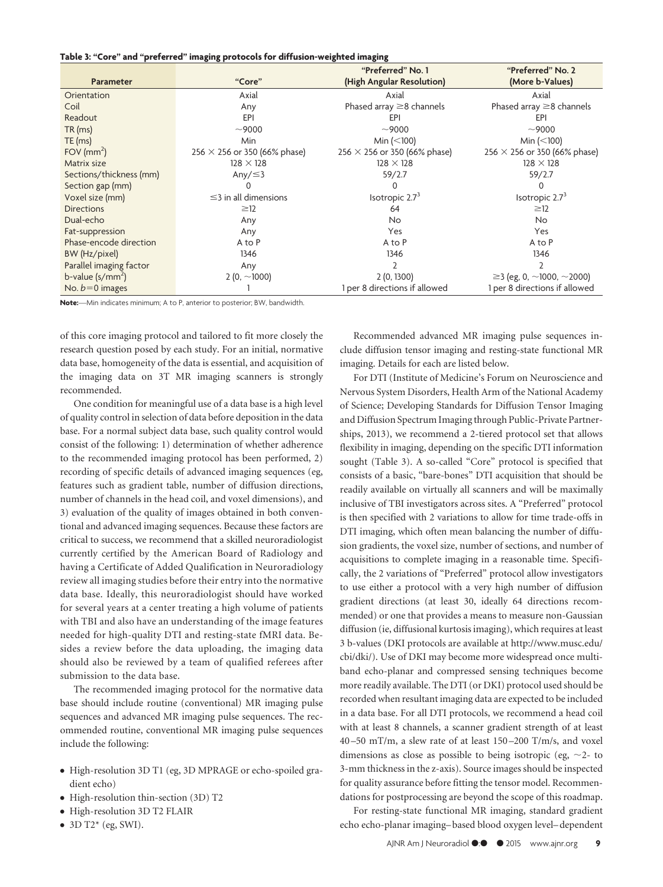**Table 3: "Core" and "preferred" imaging protocols for diffusion-weighted imaging**

| Parameter | "Core" | "Preferred" No. 1 (High Angular Resolution) | "Preferred" No. 2 (More b-Values) |
|---|---|---|---|
| Orientation | Axial | Axial | Axial |
| Coil | Any | Phased array ≥8 channels | Phased array ≥8 channels |
| Readout | EPI | EPI | EPI |
| TR (ms) | ~9000 | ~9000 | ~9000 |
| TE (ms) | Min | Min (<100) | Min (<100) |
| FOV ($mm^2$) | 256 × 256 or 350 (66% phase) | 256 × 256 or 350 (66% phase) | 256 × 256 or 350 (66% phase) |
| Matrix size | 128 × 128 | 128 × 128 | 128 × 128 |
| Sections/thickness (mm) | Any/≤3 | 59/2.7 | 59/2.7 |
| Section gap (mm) | 0 | 0 | 0 |
| Voxel size (mm) | ≤3 in all dimensions | Isotropic $2.7^3$ | Isotropic $2.7^3$ |
| Directions | ≥12 | 64 | ≥12 |
| Dual-echo | Any | No | No |
| Fat-suppression | Any | Yes | Yes |
| Phase-encode direction | A to P | A to P | A to P |
| BW (Hz/pixel) | 1346 | 1346 | 1346 |
| Parallel imaging factor | Any | 2 | 2 |
| b-value ($s/mm^2$) | 2 (0, ~1000) | 2 (0, 1300) | ≥3 (eg, 0, ~1000, ~2000) |
| No. $b=0$ images | 1 | 1 per 8 directions if allowed | 1 per 8 directions if allowed |

**Note:**—Min indicates minimum; A to P, anterior to posterior; BW, bandwidth.

of this core imaging protocol and tailored to fit more closely the research question posed by each study. For an initial, normative data base, homogeneity of the data is essential, and acquisition of the imaging data on 3T MR imaging scanners is strongly recommended.

One condition for meaningful use of a data base is a high level of quality control in selection of data before deposition in the data base. For a normal subject data base, such quality control would consist of the following: 1) determination of whether adherence to the recommended imaging protocol has been performed, 2) recording of specific details of advanced imaging sequences (eg, features such as gradient table, number of diffusion directions, number of channels in the head coil, and voxel dimensions), and 3) evaluation of the quality of images obtained in both conventional and advanced imaging sequences. Because these factors are critical to success, we recommend that a skilled neuroradiologist currently certified by the American Board of Radiology and having a Certificate of Added Qualification in Neuroradiology review all imaging studies before their entry into the normative data base. Ideally, this neuroradiologist should have worked for several years at a center treating a high volume of patients with TBI and also have an understanding of the image features needed for high-quality DTI and resting-state fMRI data. Besides a review before the data uploading, the imaging data should also be reviewed by a team of qualified referees after submission to the data base.

The recommended imaging protocol for the normative data base should include routine (conventional) MR imaging pulse sequences and advanced MR imaging pulse sequences. The recommended routine, conventional MR imaging pulse sequences include the following:

- High-resolution 3D T1 (eg, 3D MPRAGE or echo-spoiled gradient echo)
- High-resolution thin-section (3D) T2
- High-resolution 3D T2 FLAIR
- 3D T2* (eg, SWI).

Recommended advanced MR imaging pulse sequences include diffusion tensor imaging and resting-state functional MR imaging. Details for each are listed below.

For DTI (Institute of Medicine's Forum on Neuroscience and Nervous System Disorders, Health Arm of the National Academy of Science; Developing Standards for Diffusion Tensor Imaging and Diffusion Spectrum Imaging through Public-Private Partnerships, 2013), we recommend a 2-tiered protocol set that allows flexibility in imaging, depending on the specific DTI information sought (Table 3). A so-called "Core" protocol is specified that consists of a basic, "bare-bones" DTI acquisition that should be readily available on virtually all scanners and will be maximally inclusive of TBI investigators across sites. A "Preferred" protocol is then specified with 2 variations to allow for time trade-offs in DTI imaging, which often mean balancing the number of diffusion gradients, the voxel size, number of sections, and number of acquisitions to complete imaging in a reasonable time. Specifically, the 2 variations of "Preferred" protocol allow investigators to use either a protocol with a very high number of diffusion gradient directions (at least 30, ideally 64 directions recommended) or one that provides a means to measure non-Gaussian diffusion (ie, diffusional kurtosis imaging), which requires at least 3 b-values (DKI protocols are available at http://www.musc.edu/cbi/dki/). Use of DKI may become more widespread once multiband echo-planar and compressed sensing techniques become more readily available. The DTI (or DKI) protocol used should be recorded when resultant imaging data are expected to be included in a data base. For all DTI protocols, we recommend a head coil with at least 8 channels, a scanner gradient strength of at least 40–50 mT/m, a slew rate of at least 150–200 T/m/s, and voxel dimensions as close as possible to being isotropic (eg, ~2- to 3-mm thickness in the z-axis). Source images should be inspected for quality assurance before fitting the tensor model. Recommendations for postprocessing are beyond the scope of this roadmap.

For resting-state functional MR imaging, standard gradient echo echo-planar imaging–based blood oxygen level–dependent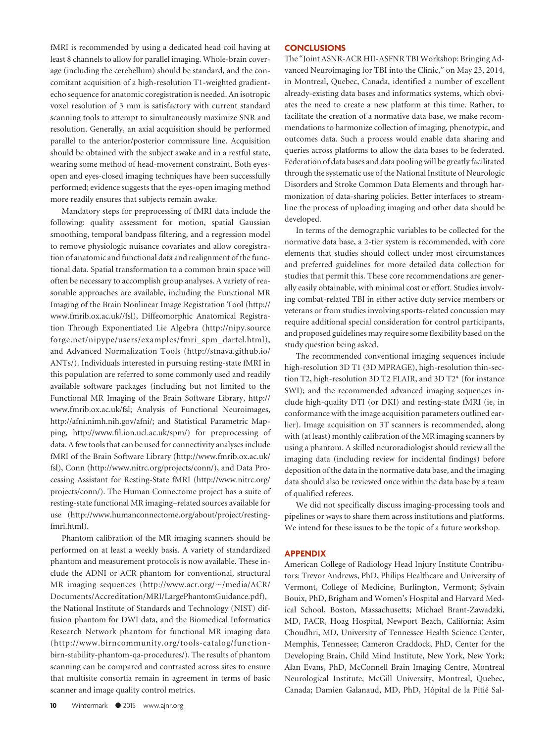fMRI is recommended by using a dedicated head coil having at least 8 channels to allow for parallel imaging. Whole-brain coverage (including the cerebellum) should be standard, and the concomitant acquisition of a high-resolution T1-weighted gradient-echo sequence for anatomic coregistration is needed. An isotropic voxel resolution of 3 mm is satisfactory with current standard scanning tools to attempt to simultaneously maximize SNR and resolution. Generally, an axial acquisition should be performed parallel to the anterior/posterior commissure line. Acquisition should be obtained with the subject awake and in a restful state, wearing some method of head-movement constraint. Both eyes-open and eyes-closed imaging techniques have been successfully performed; evidence suggests that the eyes-open imaging method more readily ensures that subjects remain awake.

Mandatory steps for preprocessing of fMRI data include the following: quality assessment for motion, spatial Gaussian smoothing, temporal bandpass filtering, and a regression model to remove physiologic nuisance covariates and allow coregistration of anatomic and functional data and realignment of the functional data. Spatial transformation to a common brain space will often be necessary to accomplish group analyses. A variety of reasonable approaches are available, including the Functional MR Imaging of the Brain Nonlinear Image Registration Tool (http://www.fmrib.ox.ac.uk//fsl), Diffeomorphic Anatomical Registration Through Exponentiated Lie Algebra (http://nipy.sourceforge.net/nipype/users/examples/fmri_spm_dartel.html), and Advanced Normalization Tools (http://stnava.github.io/ANTs/). Individuals interested in pursuing resting-state fMRI in this population are referred to some commonly used and readily available software packages (including but not limited to the Functional MR Imaging of the Brain Software Library, http://www.fmrib.ox.ac.uk/fsl; Analysis of Functional Neuroimages, http://afni.nimh.nih.gov/afni/; and Statistical Parametric Mapping, http://www.fil.ion.ucl.ac.uk/spm/) for preprocessing of data. A few tools that can be used for connectivity analyses include fMRI of the Brain Software Library (http://www.fmrib.ox.ac.uk/fsl), Conn (http://www.nitrc.org/projects/conn/), and Data Processing Assistant for Resting-State fMRI (http://www.nitrc.org/projects/conn/). The Human Connectome project has a suite of resting-state functional MR imaging–related sources available for use (http://www.humanconnectome.org/about/project/resting-fmri.html).

Phantom calibration of the MR imaging scanners should be performed on at least a weekly basis. A variety of standardized phantom and measurement protocols is now available. These include the ADNI or ACR phantom for conventional, structural MR imaging sequences (http://www.acr.org/~/media/ACR/Documents/Accreditation/MRI/LargePhantomGuidance.pdf), the National Institute of Standards and Technology (NIST) diffusion phantom for DWI data, and the Biomedical Informatics Research Network phantom for functional MR imaging data (http://www.birncommunity.org/tools-catalog/function-birn-stability-phantom-qa-procedures/). The results of phantom scanning can be compared and contrasted across sites to ensure that multisite consortia remain in agreement in terms of basic scanner and image quality control metrics.

## CONCLUSIONS

The "Joint ASNR-ACR HII-ASFNR TBI Workshop: Bringing Advanced Neuroimaging for TBI into the Clinic," on May 23, 2014, in Montreal, Quebec, Canada, identified a number of excellent already-existing data bases and informatics systems, which obviates the need to create a new platform at this time. Rather, to facilitate the creation of a normative data base, we make recommendations to harmonize collection of imaging, phenotypic, and outcomes data. Such a process would enable data sharing and queries across platforms to allow the data bases to be federated. Federation of data bases and data pooling will be greatly facilitated through the systematic use of the National Institute of Neurologic Disorders and Stroke Common Data Elements and through harmonization of data-sharing policies. Better interfaces to streamline the process of uploading imaging and other data should be developed.

In terms of the demographic variables to be collected for the normative data base, a 2-tier system is recommended, with core elements that studies should collect under most circumstances and preferred guidelines for more detailed data collection for studies that permit this. These core recommendations are generally easily obtainable, with minimal cost or effort. Studies involving combat-related TBI in either active duty service members or veterans or from studies involving sports-related concussion may require additional special consideration for control participants, and proposed guidelines may require some flexibility based on the study question being asked.

The recommended conventional imaging sequences include high-resolution 3D T1 (3D MPRAGE), high-resolution thin-section T2, high-resolution 3D T2 FLAIR, and 3D T2* (for instance SWI); and the recommended advanced imaging sequences include high-quality DTI (or DKI) and resting-state fMRI (ie, in conformance with the image acquisition parameters outlined earlier). Image acquisition on 3T scanners is recommended, along with (at least) monthly calibration of the MR imaging scanners by using a phantom. A skilled neuroradiologist should review all the imaging data (including review for incidental findings) before deposition of the data in the normative data base, and the imaging data should also be reviewed once within the data base by a team of qualified referees.

We did not specifically discuss imaging-processing tools and pipelines or ways to share them across institutions and platforms. We intend for these issues to be the topic of a future workshop.

## APPENDIX

American College of Radiology Head Injury Institute Contributors: Trevor Andrews, PhD, Philips Healthcare and University of Vermont, College of Medicine, Burlington, Vermont; Sylvain Bouix, PhD, Brigham and Women's Hospital and Harvard Medical School, Boston, Massachusetts; Michael Brant-Zawadzki, MD, FACR, Hoag Hospital, Newport Beach, California; Asim Choudhri, MD, University of Tennessee Health Science Center, Memphis, Tennessee; Cameron Craddock, PhD, Center for the Developing Brain, Child Mind Institute, New York, New York; Alan Evans, PhD, McConnell Brain Imaging Centre, Montreal Neurological Institute, McGill University, Montreal, Quebec, Canada; Damien Galanaud, MD, PhD, Hôpital de la Pitié Sal-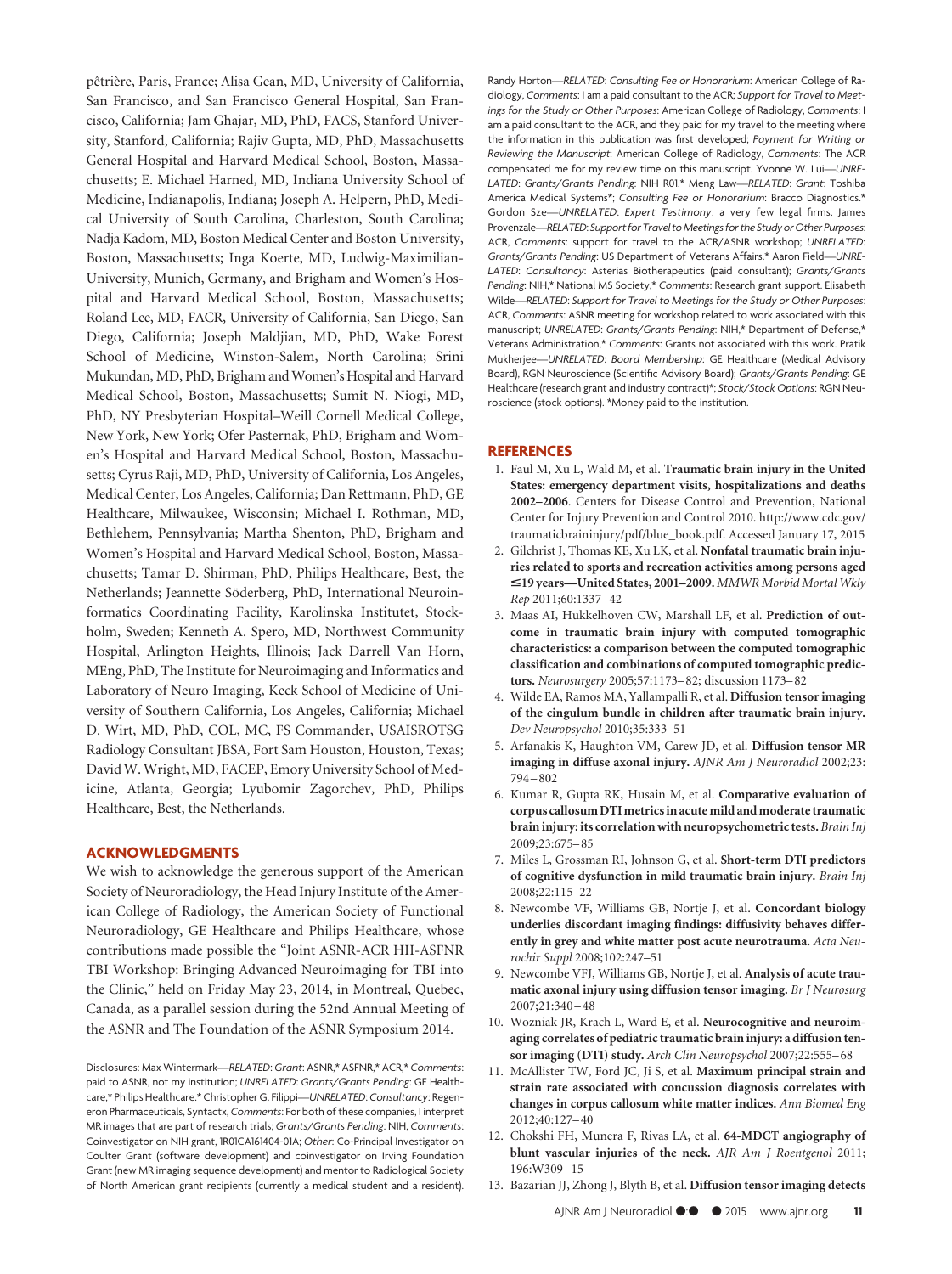pêtrière, Paris, France; Alisa Gean, MD, University of California, San Francisco, and San Francisco General Hospital, San Francisco, California; Jam Ghajar, MD, PhD, FACS, Stanford University, Stanford, California; Rajiv Gupta, MD, PhD, Massachusetts General Hospital and Harvard Medical School, Boston, Massachusetts; E. Michael Harned, MD, Indiana University School of Medicine, Indianapolis, Indiana; Joseph A. Helpern, PhD, Medical University of South Carolina, Charleston, South Carolina; Nadja Kadom, MD, Boston Medical Center and Boston University, Boston, Massachusetts; Inga Koerte, MD, Ludwig-Maximilian-University, Munich, Germany, and Brigham and Women's Hospital and Harvard Medical School, Boston, Massachusetts; Roland Lee, MD, FACR, University of California, San Diego, San Diego, California; Joseph Maldjian, MD, PhD, Wake Forest School of Medicine, Winston-Salem, North Carolina; Srini Mukundan, MD, PhD, Brigham and Women's Hospital and Harvard Medical School, Boston, Massachusetts; Sumit N. Niogi, MD, PhD, NY Presbyterian Hospital–Weill Cornell Medical College, New York, New York; Ofer Pasternak, PhD, Brigham and Women's Hospital and Harvard Medical School, Boston, Massachusetts; Cyrus Raji, MD, PhD, University of California, Los Angeles, Medical Center, Los Angeles, California; Dan Rettmann, PhD, GE Healthcare, Milwaukee, Wisconsin; Michael I. Rothman, MD, Bethlehem, Pennsylvania; Martha Shenton, PhD, Brigham and Women's Hospital and Harvard Medical School, Boston, Massachusetts; Tamar D. Shirman, PhD, Philips Healthcare, Best, the Netherlands; Jeannette Söderberg, PhD, International Neuroinformatics Coordinating Facility, Karolinska Institutet, Stockholm, Sweden; Kenneth A. Spero, MD, Northwest Community Hospital, Arlington Heights, Illinois; Jack Darrell Van Horn, MEng, PhD, The Institute for Neuroimaging and Informatics and Laboratory of Neuro Imaging, Keck School of Medicine of University of Southern California, Los Angeles, California; Michael D. Wirt, MD, PhD, COL, MC, FS Commander, USAISROTSG Radiology Consultant JBSA, Fort Sam Houston, Houston, Texas; David W. Wright, MD, FACEP, Emory University School of Medicine, Atlanta, Georgia; Lyubomir Zagorchev, PhD, Philips Healthcare, Best, the Netherlands.

## ACKNOWLEDGMENTS

We wish to acknowledge the generous support of the American Society of Neuroradiology, the Head Injury Institute of the American College of Radiology, the American Society of Functional Neuroradiology, GE Healthcare and Philips Healthcare, whose contributions made possible the "Joint ASNR-ACR HII-ASFNR TBI Workshop: Bringing Advanced Neuroimaging for TBI into the Clinic," held on Friday May 23, 2014, in Montreal, Quebec, Canada, as a parallel session during the 52nd Annual Meeting of the ASNR and The Foundation of the ASNR Symposium 2014.

Disclosures: Max Wintermark—*RELATED*: *Grant*: ASNR,* ASFNR,* ACR,* *Comments*: paid to ASNR, not my institution; *UNRELATED*: *Grants/Grants Pending*: GE Healthcare,* Philips Healthcare.* Christopher G. Filippi—*UNRELATED*: *Consultancy*: Regeneron Pharmaceuticals, Syntactx, *Comments*: For both of these companies, I interpret MR images that are part of research trials; *Grants/Grants Pending*: NIH, *Comments*: Coinvestigator on NIH grant, 1R01CA161404-01A; *Other*: Co-Principal Investigator on Coulter Grant (software development) and coinvestigator on Irving Foundation Grant (new MR imaging sequence development) and mentor to Radiological Society of North American grant recipients (currently a medical student and a resident). Randy Horton—*RELATED*: *Consulting Fee or Honorarium*: American College of Radiology, *Comments*: I am a paid consultant to the ACR; *Support for Travel to Meetings for the Study or Other Purposes*: American College of Radiology, *Comments*: I am a paid consultant to the ACR, and they paid for my travel to the meeting where the information in this publication was first developed; *Payment for Writing or Reviewing the Manuscript*: American College of Radiology, *Comments*: The ACR compensated me for my review time on this manuscript. Yvonne W. Lui—*UNRELATED*: *Grants/Grants Pending*: NIH R01.* Meng Law—*RELATED*: *Grant*: Toshiba America Medical Systems*; *Consulting Fee or Honorarium*: Bracco Diagnostics.* Gordon Sze—*UNRELATED*: *Expert Testimony*: a very few legal firms. James Provenzale—*RELATED*: *Support for Travel to Meetings for the Study or Other Purposes*: ACR, *Comments*: support for travel to the ACR/ASNR workshop; *UNRELATED*: *Grants/Grants Pending*: US Department of Veterans Affairs.* Aaron Field—*UNRELATED*: *Consultancy*: Asterias Biotherapeutics (paid consultant); *Grants/Grants Pending*: NIH,* National MS Society,* *Comments*: Research grant support. Elisabeth Wilde—*RELATED*: *Support for Travel to Meetings for the Study or Other Purposes*: ACR, *Comments*: ASNR meeting for workshop related to work associated with this manuscript; *UNRELATED*: *Grants/Grants Pending*: NIH,* Department of Defense,* Veterans Administration,* *Comments*: Grants not associated with this work. Pratik Mukherjee—*UNRELATED*: *Board Membership*: GE Healthcare (Medical Advisory Board), RGN Neuroscience (Scientific Advisory Board); *Grants/Grants Pending*: GE Healthcare (research grant and industry contract)*; *Stock/Stock Options*: RGN Neuroscience (stock options). *Money paid to the institution.

## REFERENCES

1. Faul M, Xu L, Wald M, et al. **Traumatic brain injury in the United States: emergency department visits, hospitalizations and deaths 2002–2006**. Centers for Disease Control and Prevention, National Center for Injury Prevention and Control 2010. http://www.cdc.gov/traumaticbraininjury/pdf/blue_book.pdf. Accessed January 17, 2015
2. Gilchrist J, Thomas KE, Xu LK, et al. **Nonfatal traumatic brain injuries related to sports and recreation activities among persons aged ≤19 years—United States, 2001–2009.** *MMWR Morbid Mortal Wkly Rep* 2011;60:1337–42
3. Maas AI, Hukkelhoven CW, Marshall LF, et al. **Prediction of outcome in traumatic brain injury with computed tomographic characteristics: a comparison between the computed tomographic classification and combinations of computed tomographic predictors.** *Neurosurgery* 2005;57:1173–82; discussion 1173–82
4. Wilde EA, Ramos MA, Yallampalli R, et al. **Diffusion tensor imaging of the cingulum bundle in children after traumatic brain injury.** *Dev Neuropsychol* 2010;35:333–51
5. Arfanakis K, Haughton VM, Carew JD, et al. **Diffusion tensor MR imaging in diffuse axonal injury.** *AJNR Am J Neuroradiol* 2002;23:794–802
6. Kumar R, Gupta RK, Husain M, et al. **Comparative evaluation of corpus callosum DTI metrics in acute mild and moderate traumatic brain injury: its correlation with neuropsychometric tests.** *Brain Inj* 2009;23:675–85
7. Miles L, Grossman RI, Johnson G, et al. **Short-term DTI predictors of cognitive dysfunction in mild traumatic brain injury.** *Brain Inj* 2008;22:115–22
8. Newcombe VF, Williams GB, Nortje J, et al. **Concordant biology underlies discordant imaging findings: diffusivity behaves differently in grey and white matter post acute neurotrauma.** *Acta Neurochir Suppl* 2008;102:247–51
9. Newcombe VFJ, Williams GB, Nortje J, et al. **Analysis of acute traumatic axonal injury using diffusion tensor imaging.** *Br J Neurosurg* 2007;21:340–48
10. Wozniak JR, Krach L, Ward E, et al. **Neurocognitive and neuroimaging correlates of pediatric traumatic brain injury: a diffusion tensor imaging (DTI) study.** *Arch Clin Neuropsychol* 2007;22:555–68
11. McAllister TW, Ford JC, Ji S, et al. **Maximum principal strain and strain rate associated with concussion diagnosis correlates with changes in corpus callosum white matter indices.** *Ann Biomed Eng* 2012;40:127–40
12. Chokshi FH, Munera F, Rivas LA, et al. **64-MDCT angiography of blunt vascular injuries of the neck.** *AJR Am J Roentgenol* 2011;196:W309–15
13. Bazarian JJ, Zhong J, Blyth B, et al. **Diffusion tensor imaging detects**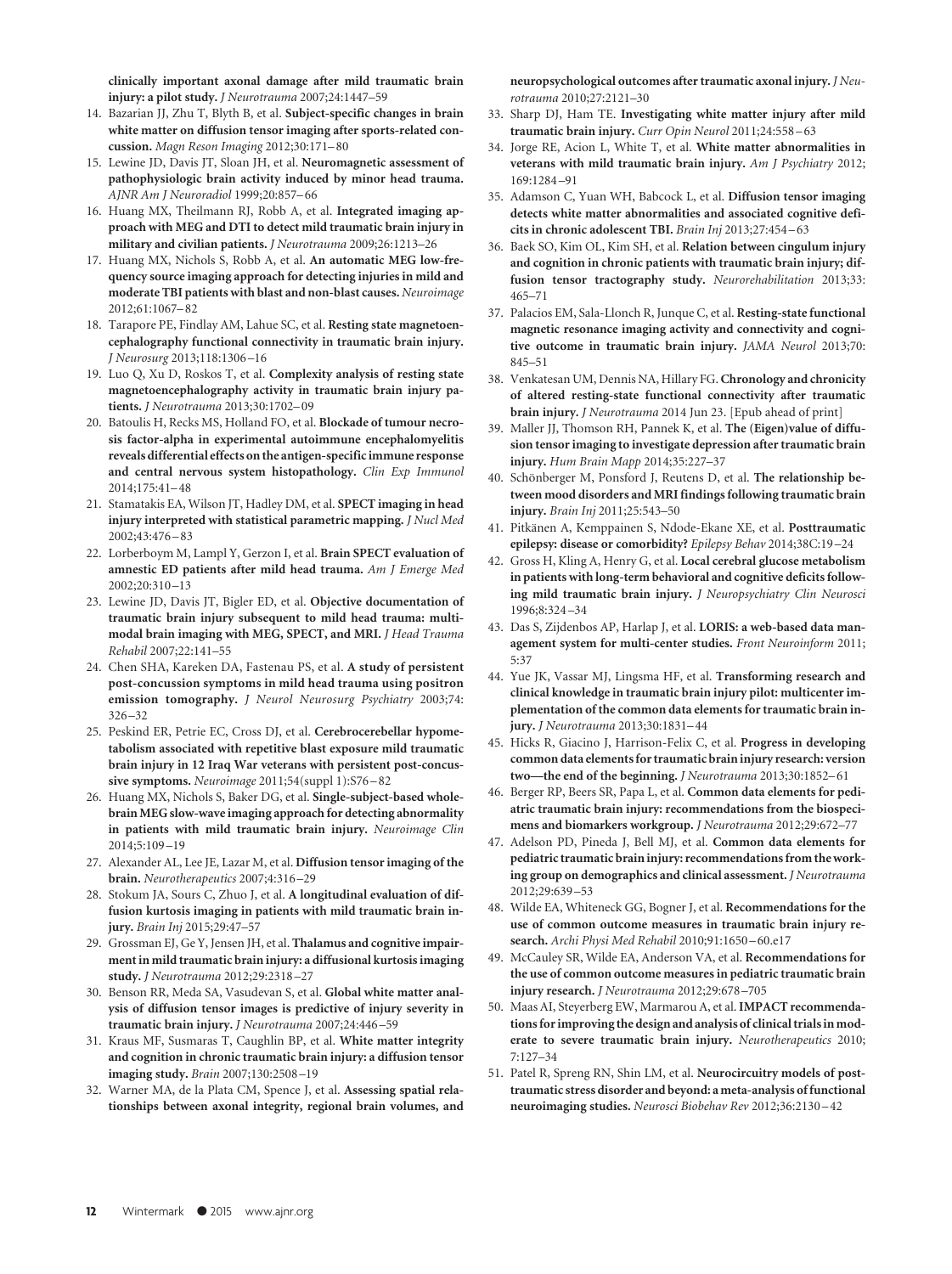clinically important axonal damage after mild traumatic brain injury: a pilot study.** *J Neurotrauma* 2007;24:1447–59

14. Bazarian JJ, Zhu T, Blyth B, et al. **Subject-specific changes in brain white matter on diffusion tensor imaging after sports-related concussion.** *Magn Reson Imaging* 2012;30:171–80
15. Lewine JD, Davis JT, Sloan JH, et al. **Neuromagnetic assessment of pathophysiologic brain activity induced by minor head trauma.** *AJNR Am J Neuroradiol* 1999;20:857–66
16. Huang MX, Theilmann RJ, Robb A, et al. **Integrated imaging approach with MEG and DTI to detect mild traumatic brain injury in military and civilian patients.** *J Neurotrauma* 2009;26:1213–26
17. Huang MX, Nichols S, Robb A, et al. **An automatic MEG low-frequency source imaging approach for detecting injuries in mild and moderate TBI patients with blast and non-blast causes.** *Neuroimage* 2012;61:1067–82
18. Tarapore PE, Findlay AM, Lahue SC, et al. **Resting state magnetoencephalography functional connectivity in traumatic brain injury.** *J Neurosurg* 2013;118:1306–16
19. Luo Q, Xu D, Roskos T, et al. **Complexity analysis of resting state magnetoencephalography activity in traumatic brain injury patients.** *J Neurotrauma* 2013;30:1702–09
20. Batoulis H, Recks MS, Holland FO, et al. **Blockade of tumour necrosis factor-alpha in experimental autoimmune encephalomyelitis reveals differential effects on the antigen-specific immune response and central nervous system histopathology.** *Clin Exp Immunol* 2014;175:41–48
21. Stamatakis EA, Wilson JT, Hadley DM, et al. **SPECT imaging in head injury interpreted with statistical parametric mapping.** *J Nucl Med* 2002;43:476–83
22. Lorberboym M, Lampl Y, Gerzon I, et al. **Brain SPECT evaluation of amnestic ED patients after mild head trauma.** *Am J Emerge Med* 2002;20:310–13
23. Lewine JD, Davis JT, Bigler ED, et al. **Objective documentation of traumatic brain injury subsequent to mild head trauma: multimodal brain imaging with MEG, SPECT, and MRI.** *J Head Trauma Rehabil* 2007;22:141–55
24. Chen SHA, Kareken DA, Fastenau PS, et al. **A study of persistent post-concussion symptoms in mild head trauma using positron emission tomography.** *J Neurol Neurosurg Psychiatry* 2003;74:326–32
25. Peskind ER, Petrie EC, Cross DJ, et al. **Cerebrocerebellar hypometabolism associated with repetitive blast exposure mild traumatic brain injury in 12 Iraq War veterans with persistent post-concussive symptoms.** *Neuroimage* 2011;54(suppl 1):S76–82
26. Huang MX, Nichols S, Baker DG, et al. **Single-subject-based whole-brain MEG slow-wave imaging approach for detecting abnormality in patients with mild traumatic brain injury.** *Neuroimage Clin* 2014;5:109–19
27. Alexander AL, Lee JE, Lazar M, et al. **Diffusion tensor imaging of the brain.** *Neurotherapeutics* 2007;4:316–29
28. Stokum JA, Sours C, Zhuo J, et al. **A longitudinal evaluation of diffusion kurtosis imaging in patients with mild traumatic brain injury.** *Brain Inj* 2015;29:47–57
29. Grossman EJ, Ge Y, Jensen JH, et al. **Thalamus and cognitive impairment in mild traumatic brain injury: a diffusional kurtosis imaging study.** *J Neurotrauma* 2012;29:2318–27
30. Benson RR, Meda SA, Vasudevan S, et al. **Global white matter analysis of diffusion tensor images is predictive of injury severity in traumatic brain injury.** *J Neurotrauma* 2007;24:446–59
31. Kraus MF, Susmaras T, Caughlin BP, et al. **White matter integrity and cognition in chronic traumatic brain injury: a diffusion tensor imaging study.** *Brain* 2007;130:2508–19
32. Warner MA, de la Plata CM, Spence J, et al. **Assessing spatial relationships between axonal integrity, regional brain volumes, and neuropsychological outcomes after traumatic axonal injury.** *J Neurotrauma* 2010;27:2121–30
33. Sharp DJ, Ham TE. **Investigating white matter injury after mild traumatic brain injury.** *Curr Opin Neurol* 2011;24:558–63
34. Jorge RE, Acion L, White T, et al. **White matter abnormalities in veterans with mild traumatic brain injury.** *Am J Psychiatry* 2012;169:1284–91
35. Adamson C, Yuan WH, Babcock L, et al. **Diffusion tensor imaging detects white matter abnormalities and associated cognitive deficits in chronic adolescent TBI.** *Brain Inj* 2013;27:454–63
36. Baek SO, Kim OL, Kim SH, et al. **Relation between cingulum injury and cognition in chronic patients with traumatic brain injury; diffusion tensor tractography study.** *Neurorehabilitation* 2013;33:465–71
37. Palacios EM, Sala-Llonch R, Junque C, et al. **Resting-state functional magnetic resonance imaging activity and connectivity and cognitive outcome in traumatic brain injury.** *JAMA Neurol* 2013;70:845–51
38. Venkatesan UM, Dennis NA, Hillary FG. **Chronology and chronicity of altered resting-state functional connectivity after traumatic brain injury.** *J Neurotrauma* 2014 Jun 23. [Epub ahead of print]
39. Maller JJ, Thomson RH, Pannek K, et al. **The (Eigen)value of diffusion tensor imaging to investigate depression after traumatic brain injury.** *Hum Brain Mapp* 2014;35:227–37
40. Schönberger M, Ponsford J, Reutens D, et al. **The relationship between mood disorders and MRI findings following traumatic brain injury.** *Brain Inj* 2011;25:543–50
41. Pitkänen A, Kemppainen S, Ndode-Ekane XE, et al. **Posttraumatic epilepsy: disease or comorbidity?** *Epilepsy Behav* 2014;38C:19–24
42. Gross H, Kling A, Henry G, et al. **Local cerebral glucose metabolism in patients with long-term behavioral and cognitive deficits following mild traumatic brain injury.** *J Neuropsychiatry Clin Neurosci* 1996;8:324–34
43. Das S, Zijdenbos AP, Harlap J, et al. **LORIS: a web-based data management system for multi-center studies.** *Front Neuroinform* 2011;5:37
44. Yue JK, Vassar MJ, Lingsma HF, et al. **Transforming research and clinical knowledge in traumatic brain injury pilot: multicenter implementation of the common data elements for traumatic brain injury.** *J Neurotrauma* 2013;30:1831–44
45. Hicks R, Giacino J, Harrison-Felix C, et al. **Progress in developing common data elements for traumatic brain injury research: version two—the end of the beginning.** *J Neurotrauma* 2013;30:1852–61
46. Berger RP, Beers SR, Papa L, et al. **Common data elements for pediatric traumatic brain injury: recommendations from the biospecimens and biomarkers workgroup.** *J Neurotrauma* 2012;29:672–77
47. Adelson PD, Pineda J, Bell MJ, et al. **Common data elements for pediatric traumatic brain injury: recommendations from the working group on demographics and clinical assessment.** *J Neurotrauma* 2012;29:639–53
48. Wilde EA, Whiteneck GG, Bogner J, et al. **Recommendations for the use of common outcome measures in traumatic brain injury research.** *Archi Physi Med Rehabil* 2010;91:1650–60.e17
49. McCauley SR, Wilde EA, Anderson VA, et al. **Recommendations for the use of common outcome measures in pediatric traumatic brain injury research.** *J Neurotrauma* 2012;29:678–705
50. Maas AI, Steyerberg EW, Marmarou A, et al. **IMPACT recommendations for improving the design and analysis of clinical trials in moderate to severe traumatic brain injury.** *Neurotherapeutics* 2010;7:127–34
51. Patel R, Spreng RN, Shin LM, et al. **Neurocircuitry models of posttraumatic stress disorder and beyond: a meta-analysis of functional neuroimaging studies.** *Neurosci Biobehav Rev* 2012;36:2130–42